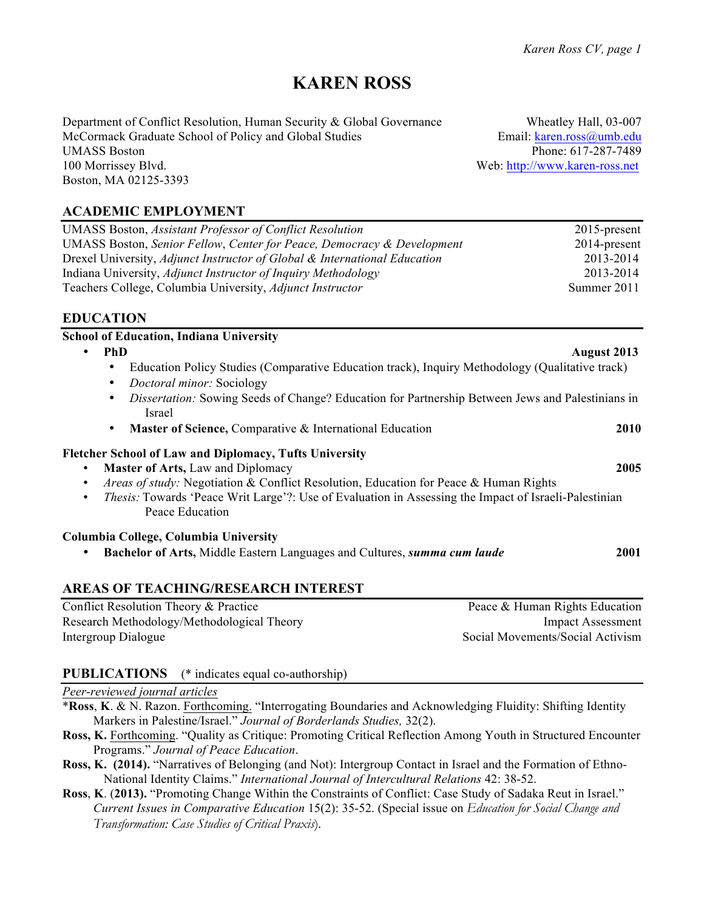# KAREN ROSS

Department of Conflict Resolution, Human Security & Global Governance
McCormack Graduate School of Policy and Global Studies
UMASS Boston
100 Morrissey Blvd.
Boston, MA 02125-3393

Wheatley Hall, 03-007
Email: karen.ross@umb.edu
Phone: 617-287-7489
Web: http://www.karen-ross.net

## ACADEMIC EMPLOYMENT

| | |
|---|---|
| UMASS Boston, *Assistant Professor of Conflict Resolution* | 2015-present |
| UMASS Boston, *Senior Fellow*, *Center for Peace, Democracy & Development* | 2014-present |
| Drexel University, *Adjunct Instructor of Global & International Education* | 2013-2014 |
| Indiana University, *Adjunct Instructor of Inquiry Methodology* | 2013-2014 |
| Teachers College, Columbia University, *Adjunct Instructor* | Summer 2011 |

## EDUCATION

**School of Education, Indiana University**

- **PhD** — **August 2013**
    - Education Policy Studies (Comparative Education track), Inquiry Methodology (Qualitative track)
    - *Doctoral minor:* Sociology
    - *Dissertation:* Sowing Seeds of Change? Education for Partnership Between Jews and Palestinians in Israel
    - **Master of Science,** Comparative & International Education — **2010**

**Fletcher School of Law and Diplomacy, Tufts University**

- **Master of Arts,** Law and Diplomacy — **2005**
- *Areas of study:* Negotiation & Conflict Resolution, Education for Peace & Human Rights
- *Thesis:* Towards 'Peace Writ Large'?: Use of Evaluation in Assessing the Impact of Israeli-Palestinian Peace Education

**Columbia College, Columbia University**

- **Bachelor of Arts,** Middle Eastern Languages and Cultures, ***summa cum laude*** — **2001**

## AREAS OF TEACHING/RESEARCH INTEREST

| | |
|---|---|
| Conflict Resolution Theory & Practice | Peace & Human Rights Education |
| Research Methodology/Methodological Theory | Impact Assessment |
| Intergroup Dialogue | Social Movements/Social Activism |

## PUBLICATIONS (* indicates equal co-authorship)

*Peer-reviewed journal articles*

*\*Ross*, **K**. & N. Razon. Forthcoming. "Interrogating Boundaries and Acknowledging Fluidity: Shifting Identity Markers in Palestine/Israel." *Journal of Borderlands Studies,* 32(2).

**Ross, K.** Forthcoming. "Quality as Critique: Promoting Critical Reflection Among Youth in Structured Encounter Programs." *Journal of Peace Education*.

**Ross, K. (2014).** "Narratives of Belonging (and Not): Intergroup Contact in Israel and the Formation of Ethno-National Identity Claims." *International Journal of Intercultural Relations* 42: 38-52.

**Ross**, **K**. (**2013).** "Promoting Change Within the Constraints of Conflict: Case Study of Sadaka Reut in Israel." *Current Issues in Comparative Education* 15(2): 35-52. (Special issue on *Education for Social Change and Transformation: Case Studies of Critical Praxis*).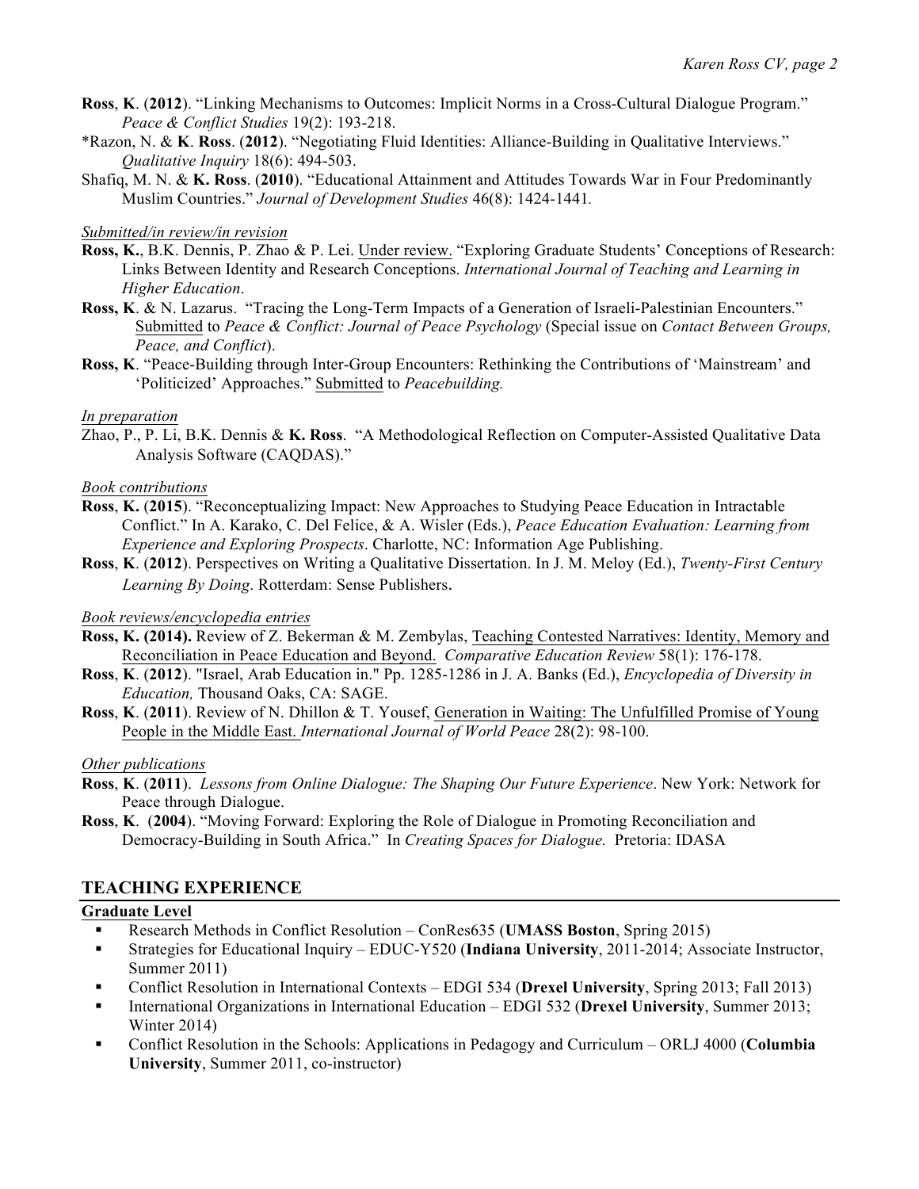**Ross**, **K**. (**2012**). "Linking Mechanisms to Outcomes: Implicit Norms in a Cross-Cultural Dialogue Program." *Peace & Conflict Studies* 19(2): 193-218.

*Razon, N. & **K**. **Ross**. (**2012**). "Negotiating Fluid Identities: Alliance-Building in Qualitative Interviews." *Qualitative Inquiry* 18(6): 494-503.

Shafiq, M. N. & **K. Ross**. (**2010**). "Educational Attainment and Attitudes Towards War in Four Predominantly Muslim Countries." *Journal of Development Studies* 46(8): 1424-1441.

*Submitted/in review/in revision*

**Ross, K.**, B.K. Dennis, P. Zhao & P. Lei. Under review. "Exploring Graduate Students' Conceptions of Research: Links Between Identity and Research Conceptions. *International Journal of Teaching and Learning in Higher Education*.

**Ross, K**. & N. Lazarus. "Tracing the Long-Term Impacts of a Generation of Israeli-Palestinian Encounters." Submitted to *Peace & Conflict: Journal of Peace Psychology* (Special issue on *Contact Between Groups, Peace, and Conflict*).

**Ross, K**. "Peace-Building through Inter-Group Encounters: Rethinking the Contributions of 'Mainstream' and 'Politicized' Approaches." Submitted to *Peacebuilding.*

*In preparation*

Zhao, P., P. Li, B.K. Dennis & **K. Ross**. "A Methodological Reflection on Computer-Assisted Qualitative Data Analysis Software (CAQDAS)."

*Book contributions*

**Ross**, **K.** (**2015**). "Reconceptualizing Impact: New Approaches to Studying Peace Education in Intractable Conflict." In A. Karako, C. Del Felice, & A. Wisler (Eds.), *Peace Education Evaluation: Learning from Experience and Exploring Prospects*. Charlotte, NC: Information Age Publishing.

**Ross**, **K**. (**2012**). Perspectives on Writing a Qualitative Dissertation. In J. M. Meloy (Ed.), *Twenty-First Century Learning By Doing*. Rotterdam: Sense Publishers.

*Book reviews/encyclopedia entries*

**Ross, K. (2014).** Review of Z. Bekerman & M. Zembylas, Teaching Contested Narratives: Identity, Memory and Reconciliation in Peace Education and Beyond. *Comparative Education Review* 58(1): 176-178.

**Ross**, **K**. (**2012**). "Israel, Arab Education in." Pp. 1285-1286 in J. A. Banks (Ed.), *Encyclopedia of Diversity in Education,* Thousand Oaks, CA: SAGE.

**Ross**, **K**. (**2011**). Review of N. Dhillon & T. Yousef, Generation in Waiting: The Unfulfilled Promise of Young People in the Middle East. *International Journal of World Peace* 28(2): 98-100.

*Other publications*

**Ross**, **K**. (**2011**). *Lessons from Online Dialogue: The Shaping Our Future Experience*. New York: Network for Peace through Dialogue.

**Ross**, **K**. (**2004**). "Moving Forward: Exploring the Role of Dialogue in Promoting Reconciliation and Democracy-Building in South Africa." In *Creating Spaces for Dialogue.* Pretoria: IDASA

## TEACHING EXPERIENCE

### Graduate Level

- Research Methods in Conflict Resolution – ConRes635 (**UMASS Boston**, Spring 2015)
- Strategies for Educational Inquiry – EDUC-Y520 (**Indiana University**, 2011-2014; Associate Instructor, Summer 2011)
- Conflict Resolution in International Contexts – EDGI 534 (**Drexel University**, Spring 2013; Fall 2013)
- International Organizations in International Education – EDGI 532 (**Drexel University**, Summer 2013; Winter 2014)
- Conflict Resolution in the Schools: Applications in Pedagogy and Curriculum – ORLJ 4000 (**Columbia University**, Summer 2011, co-instructor)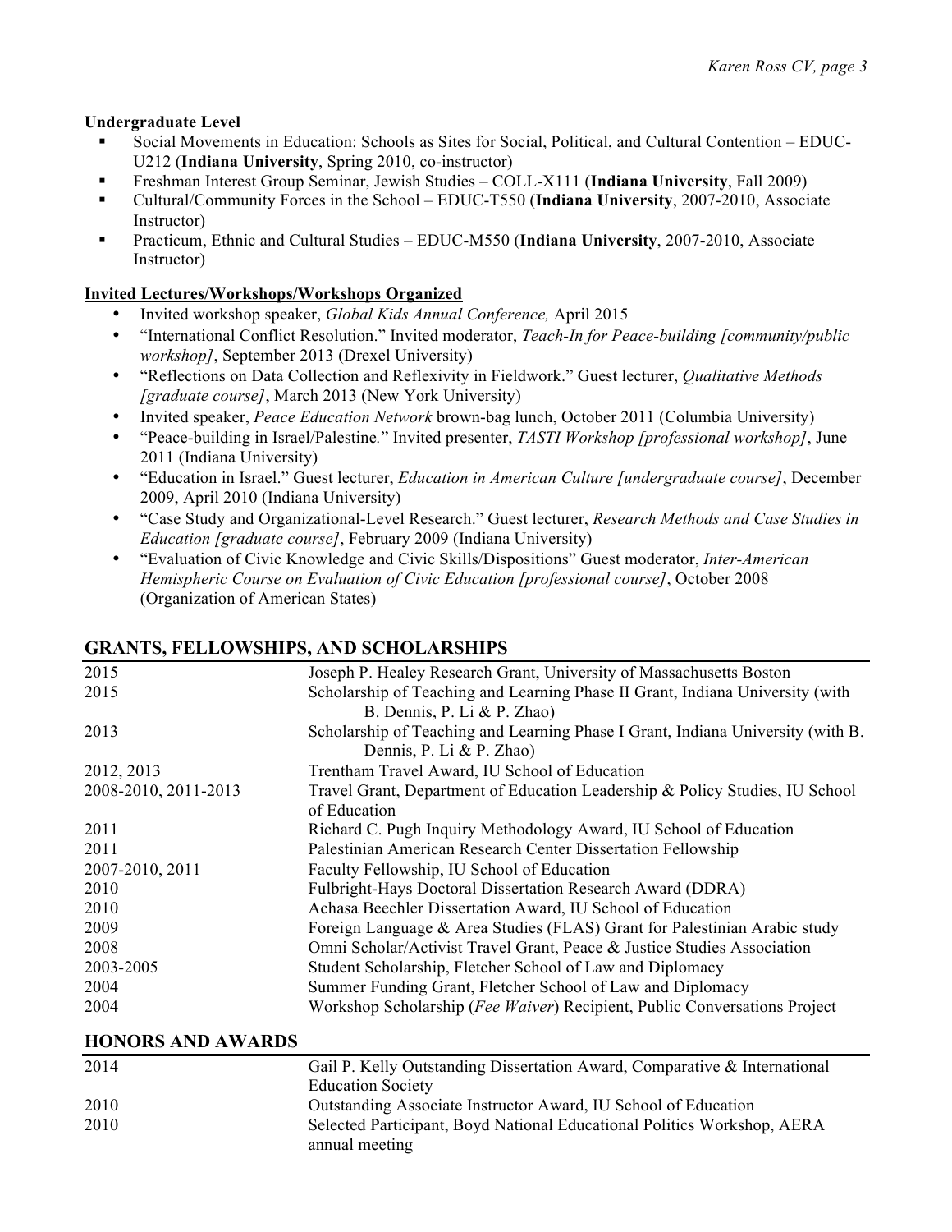**Undergraduate Level**

- Social Movements in Education: Schools as Sites for Social, Political, and Cultural Contention – EDUC-U212 (**Indiana University**, Spring 2010, co-instructor)
- Freshman Interest Group Seminar, Jewish Studies – COLL-X111 (**Indiana University**, Fall 2009)
- Cultural/Community Forces in the School – EDUC-T550 (**Indiana University**, 2007-2010, Associate Instructor)
- Practicum, Ethnic and Cultural Studies – EDUC-M550 (**Indiana University**, 2007-2010, Associate Instructor)

**Invited Lectures/Workshops/Workshops Organized**

- Invited workshop speaker, *Global Kids Annual Conference,* April 2015
- "International Conflict Resolution." Invited moderator, *Teach-In for Peace-building [community/public workshop]*, September 2013 (Drexel University)
- "Reflections on Data Collection and Reflexivity in Fieldwork." Guest lecturer, *Qualitative Methods [graduate course]*, March 2013 (New York University)
- Invited speaker, *Peace Education Network* brown-bag lunch, October 2011 (Columbia University)
- "Peace-building in Israel/Palestine." Invited presenter, *TASTI Workshop [professional workshop]*, June 2011 (Indiana University)
- "Education in Israel." Guest lecturer, *Education in American Culture [undergraduate course]*, December 2009, April 2010 (Indiana University)
- "Case Study and Organizational-Level Research." Guest lecturer, *Research Methods and Case Studies in Education [graduate course]*, February 2009 (Indiana University)
- "Evaluation of Civic Knowledge and Civic Skills/Dispositions" Guest moderator, *Inter-American Hemispheric Course on Evaluation of Civic Education [professional course]*, October 2008 (Organization of American States)

## GRANTS, FELLOWSHIPS, AND SCHOLARSHIPS

| | |
|---|---|
| 2015 | Joseph P. Healey Research Grant, University of Massachusetts Boston |
| 2015 | Scholarship of Teaching and Learning Phase II Grant, Indiana University (with B. Dennis, P. Li & P. Zhao) |
| 2013 | Scholarship of Teaching and Learning Phase I Grant, Indiana University (with B. Dennis, P. Li & P. Zhao) |
| 2012, 2013 | Trentham Travel Award, IU School of Education |
| 2008-2010, 2011-2013 | Travel Grant, Department of Education Leadership & Policy Studies, IU School of Education |
| 2011 | Richard C. Pugh Inquiry Methodology Award, IU School of Education |
| 2011 | Palestinian American Research Center Dissertation Fellowship |
| 2007-2010, 2011 | Faculty Fellowship, IU School of Education |
| 2010 | Fulbright-Hays Doctoral Dissertation Research Award (DDRA) |
| 2010 | Achasa Beechler Dissertation Award, IU School of Education |
| 2009 | Foreign Language & Area Studies (FLAS) Grant for Palestinian Arabic study |
| 2008 | Omni Scholar/Activist Travel Grant, Peace & Justice Studies Association |
| 2003-2005 | Student Scholarship, Fletcher School of Law and Diplomacy |
| 2004 | Summer Funding Grant, Fletcher School of Law and Diplomacy |
| 2004 | Workshop Scholarship (*Fee Waiver*) Recipient, Public Conversations Project |

## HONORS AND AWARDS

| | |
|---|---|
| 2014 | Gail P. Kelly Outstanding Dissertation Award, Comparative & International Education Society |
| 2010 | Outstanding Associate Instructor Award, IU School of Education |
| 2010 | Selected Participant, Boyd National Educational Politics Workshop, AERA annual meeting |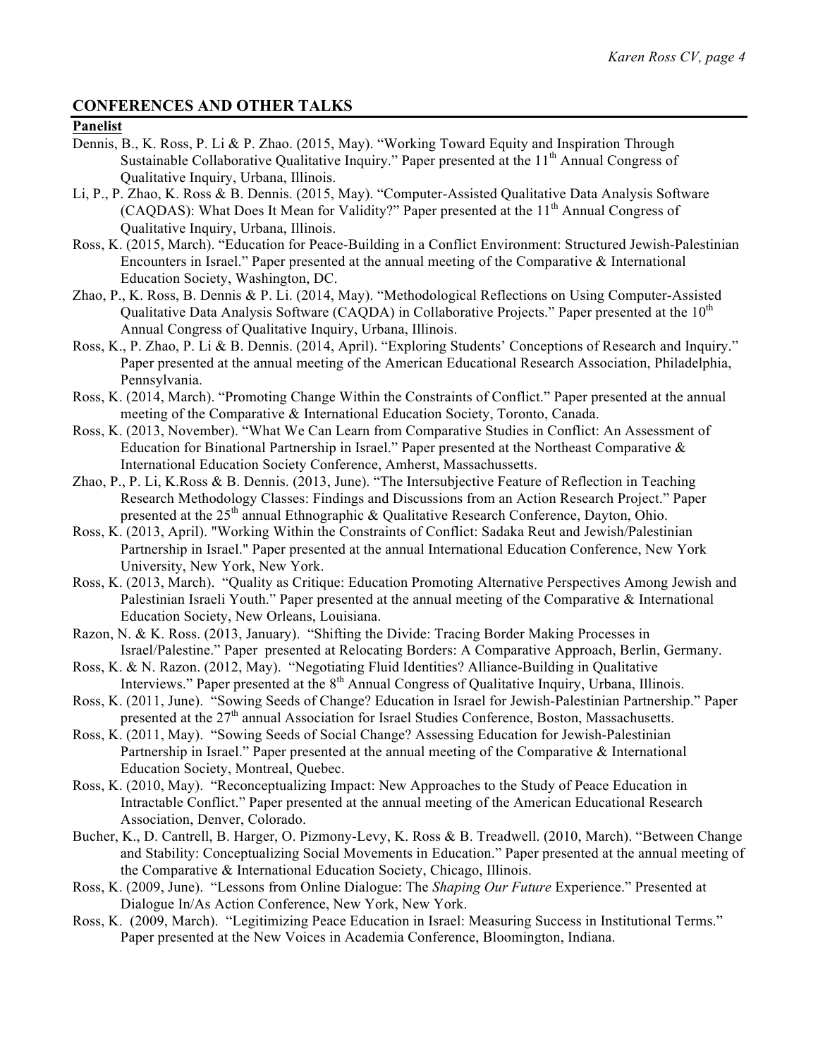## CONFERENCES AND OTHER TALKS

**Panelist**

Dennis, B., K. Ross, P. Li & P. Zhao. (2015, May). "Working Toward Equity and Inspiration Through Sustainable Collaborative Qualitative Inquiry." Paper presented at the 11th Annual Congress of Qualitative Inquiry, Urbana, Illinois.

Li, P., P. Zhao, K. Ross & B. Dennis. (2015, May). "Computer-Assisted Qualitative Data Analysis Software (CAQDAS): What Does It Mean for Validity?" Paper presented at the 11th Annual Congress of Qualitative Inquiry, Urbana, Illinois.

Ross, K. (2015, March). "Education for Peace-Building in a Conflict Environment: Structured Jewish-Palestinian Encounters in Israel." Paper presented at the annual meeting of the Comparative & International Education Society, Washington, DC.

Zhao, P., K. Ross, B. Dennis & P. Li. (2014, May). "Methodological Reflections on Using Computer-Assisted Qualitative Data Analysis Software (CAQDA) in Collaborative Projects." Paper presented at the 10th Annual Congress of Qualitative Inquiry, Urbana, Illinois.

Ross, K., P. Zhao, P. Li & B. Dennis. (2014, April). "Exploring Students' Conceptions of Research and Inquiry." Paper presented at the annual meeting of the American Educational Research Association, Philadelphia, Pennsylvania.

Ross, K. (2014, March). "Promoting Change Within the Constraints of Conflict." Paper presented at the annual meeting of the Comparative & International Education Society, Toronto, Canada.

Ross, K. (2013, November). "What We Can Learn from Comparative Studies in Conflict: An Assessment of Education for Binational Partnership in Israel." Paper presented at the Northeast Comparative & International Education Society Conference, Amherst, Massachussetts.

Zhao, P., P. Li, K.Ross & B. Dennis. (2013, June). "The Intersubjective Feature of Reflection in Teaching Research Methodology Classes: Findings and Discussions from an Action Research Project." Paper presented at the 25th annual Ethnographic & Qualitative Research Conference, Dayton, Ohio.

Ross, K. (2013, April). "Working Within the Constraints of Conflict: Sadaka Reut and Jewish/Palestinian Partnership in Israel." Paper presented at the annual International Education Conference, New York University, New York, New York.

Ross, K. (2013, March). "Quality as Critique: Education Promoting Alternative Perspectives Among Jewish and Palestinian Israeli Youth." Paper presented at the annual meeting of the Comparative & International Education Society, New Orleans, Louisiana.

Razon, N. & K. Ross. (2013, January). "Shifting the Divide: Tracing Border Making Processes in Israel/Palestine." Paper presented at Relocating Borders: A Comparative Approach, Berlin, Germany.

Ross, K. & N. Razon. (2012, May). "Negotiating Fluid Identities? Alliance-Building in Qualitative Interviews." Paper presented at the 8th Annual Congress of Qualitative Inquiry, Urbana, Illinois.

Ross, K. (2011, June). "Sowing Seeds of Change? Education in Israel for Jewish-Palestinian Partnership." Paper presented at the 27th annual Association for Israel Studies Conference, Boston, Massachusetts.

Ross, K. (2011, May). "Sowing Seeds of Social Change? Assessing Education for Jewish-Palestinian Partnership in Israel." Paper presented at the annual meeting of the Comparative & International Education Society, Montreal, Quebec.

Ross, K. (2010, May). "Reconceptualizing Impact: New Approaches to the Study of Peace Education in Intractable Conflict." Paper presented at the annual meeting of the American Educational Research Association, Denver, Colorado.

Bucher, K., D. Cantrell, B. Harger, O. Pizmony-Levy, K. Ross & B. Treadwell. (2010, March). "Between Change and Stability: Conceptualizing Social Movements in Education." Paper presented at the annual meeting of the Comparative & International Education Society, Chicago, Illinois.

Ross, K. (2009, June). "Lessons from Online Dialogue: The *Shaping Our Future* Experience." Presented at Dialogue In/As Action Conference, New York, New York.

Ross, K. (2009, March). "Legitimizing Peace Education in Israel: Measuring Success in Institutional Terms." Paper presented at the New Voices in Academia Conference, Bloomington, Indiana.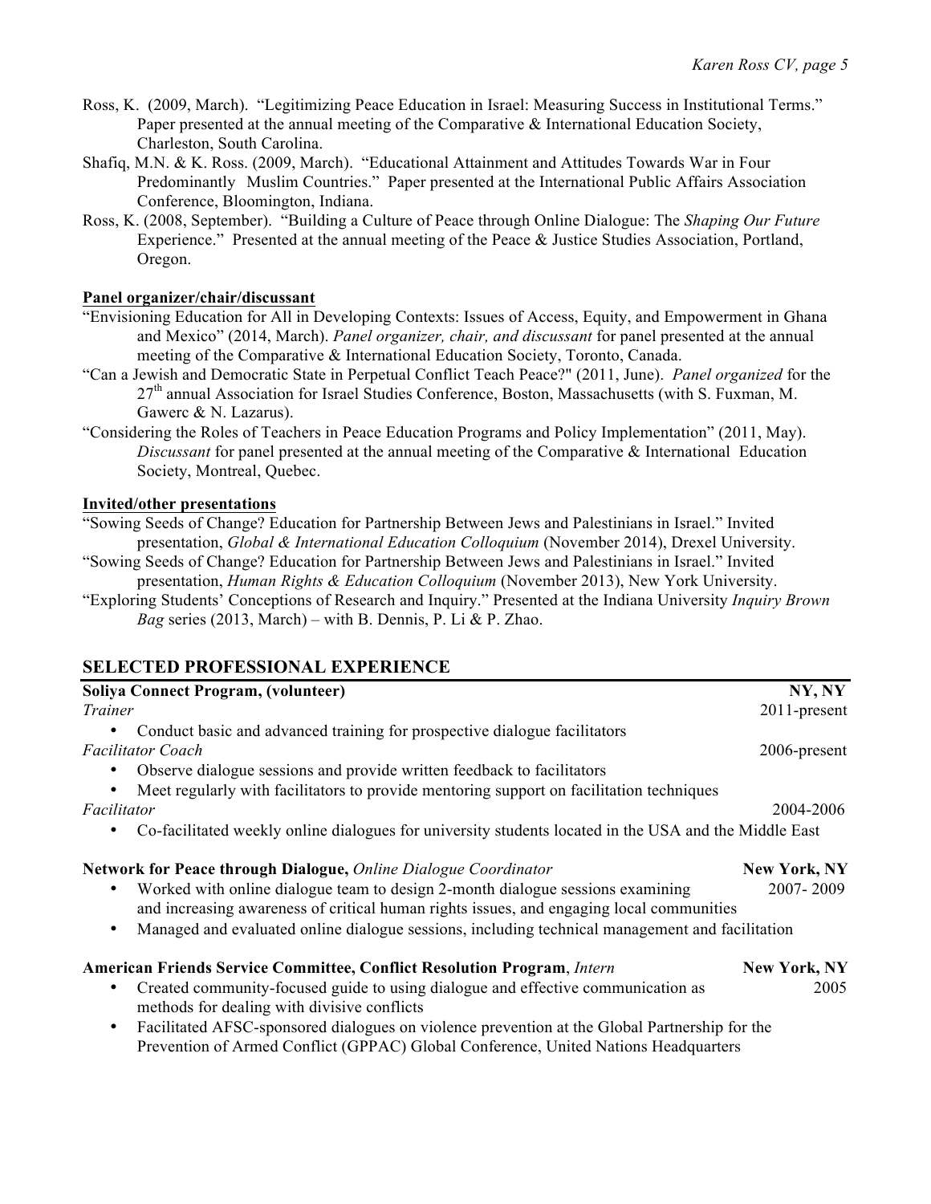Ross, K. (2009, March). "Legitimizing Peace Education in Israel: Measuring Success in Institutional Terms." Paper presented at the annual meeting of the Comparative & International Education Society, Charleston, South Carolina.

Shafiq, M.N. & K. Ross. (2009, March). "Educational Attainment and Attitudes Towards War in Four Predominantly Muslim Countries." Paper presented at the International Public Affairs Association Conference, Bloomington, Indiana.

Ross, K. (2008, September). "Building a Culture of Peace through Online Dialogue: The *Shaping Our Future* Experience." Presented at the annual meeting of the Peace & Justice Studies Association, Portland, Oregon.

**Panel organizer/chair/discussant**

"Envisioning Education for All in Developing Contexts: Issues of Access, Equity, and Empowerment in Ghana and Mexico" (2014, March). *Panel organizer, chair, and discussant* for panel presented at the annual meeting of the Comparative & International Education Society, Toronto, Canada.

"Can a Jewish and Democratic State in Perpetual Conflict Teach Peace?" (2011, June). *Panel organized* for the 27th annual Association for Israel Studies Conference, Boston, Massachusetts (with S. Fuxman, M. Gawerc & N. Lazarus).

"Considering the Roles of Teachers in Peace Education Programs and Policy Implementation" (2011, May). *Discussant* for panel presented at the annual meeting of the Comparative & International Education Society, Montreal, Quebec.

**Invited/other presentations**

"Sowing Seeds of Change? Education for Partnership Between Jews and Palestinians in Israel." Invited presentation, *Global & International Education Colloquium* (November 2014), Drexel University.

"Sowing Seeds of Change? Education for Partnership Between Jews and Palestinians in Israel." Invited presentation, *Human Rights & Education Colloquium* (November 2013), New York University.

"Exploring Students' Conceptions of Research and Inquiry." Presented at the Indiana University *Inquiry Brown Bag* series (2013, March) – with B. Dennis, P. Li & P. Zhao.

## SELECTED PROFESSIONAL EXPERIENCE

**Soliya Connect Program, (volunteer)** — **NY, NY**

*Trainer* — 2011-present

- Conduct basic and advanced training for prospective dialogue facilitators

*Facilitator Coach* — 2006-present

- Observe dialogue sessions and provide written feedback to facilitators
- Meet regularly with facilitators to provide mentoring support on facilitation techniques

*Facilitator* — 2004-2006

- Co-facilitated weekly online dialogues for university students located in the USA and the Middle East

**Network for Peace through Dialogue,** *Online Dialogue Coordinator* — **New York, NY**, 2007- 2009

- Worked with online dialogue team to design 2-month dialogue sessions examining and increasing awareness of critical human rights issues, and engaging local communities
- Managed and evaluated online dialogue sessions, including technical management and facilitation

**American Friends Service Committee, Conflict Resolution Program**, *Intern* — **New York, NY**, 2005

- Created community-focused guide to using dialogue and effective communication as methods for dealing with divisive conflicts
- Facilitated AFSC-sponsored dialogues on violence prevention at the Global Partnership for the Prevention of Armed Conflict (GPPAC) Global Conference, United Nations Headquarters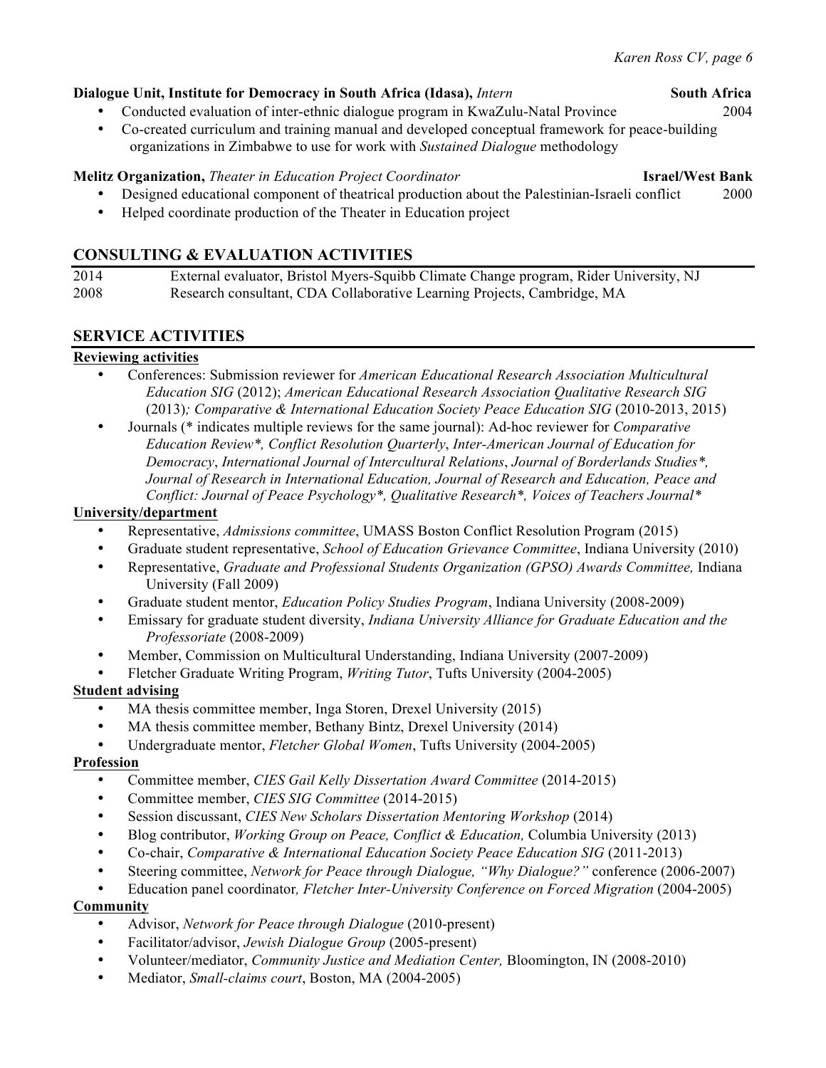**Dialogue Unit, Institute for Democracy in South Africa (Idasa),** *Intern* **South Africa**

- Conducted evaluation of inter-ethnic dialogue program in KwaZulu-Natal Province 2004
- Co-created curriculum and training manual and developed conceptual framework for peace-building organizations in Zimbabwe to use for work with *Sustained Dialogue* methodology

**Melitz Organization,** *Theater in Education Project Coordinator* **Israel/West Bank**

- Designed educational component of theatrical production about the Palestinian-Israeli conflict 2000
- Helped coordinate production of the Theater in Education project

## CONSULTING & EVALUATION ACTIVITIES

2014 External evaluator, Bristol Myers-Squibb Climate Change program, Rider University, NJ
2008 Research consultant, CDA Collaborative Learning Projects, Cambridge, MA

## SERVICE ACTIVITIES

**Reviewing activities**

- Conferences: Submission reviewer for *American Educational Research Association Multicultural Education SIG* (2012); *American Educational Research Association Qualitative Research SIG* (2013)*; Comparative & International Education Society Peace Education SIG* (2010-2013, 2015)
- Journals (* indicates multiple reviews for the same journal): Ad-hoc reviewer for *Comparative Education Review*, Conflict Resolution Quarterly*, *Inter-American Journal of Education for Democracy*, *International Journal of Intercultural Relations*, *Journal of Borderlands Studies*, Journal of Research in International Education, Journal of Research and Education, Peace and Conflict: Journal of Peace Psychology*, Qualitative Research*, Voices of Teachers Journal**

**University/department**

- Representative, *Admissions committee*, UMASS Boston Conflict Resolution Program (2015)
- Graduate student representative, *School of Education Grievance Committee*, Indiana University (2010)
- Representative, *Graduate and Professional Students Organization (GPSO) Awards Committee,* Indiana University (Fall 2009)
- Graduate student mentor, *Education Policy Studies Program*, Indiana University (2008-2009)
- Emissary for graduate student diversity, *Indiana University Alliance for Graduate Education and the Professoriate* (2008-2009)
- Member, Commission on Multicultural Understanding, Indiana University (2007-2009)
- Fletcher Graduate Writing Program, *Writing Tutor*, Tufts University (2004-2005)

**Student advising**

- MA thesis committee member, Inga Storen, Drexel University (2015)
- MA thesis committee member, Bethany Bintz, Drexel University (2014)
- Undergraduate mentor, *Fletcher Global Women*, Tufts University (2004-2005)

**Profession**

- Committee member, *CIES Gail Kelly Dissertation Award Committee* (2014-2015)
- Committee member, *CIES SIG Committee* (2014-2015)
- Session discussant, *CIES New Scholars Dissertation Mentoring Workshop* (2014)
- Blog contributor, *Working Group on Peace, Conflict & Education,* Columbia University (2013)
- Co-chair, *Comparative & International Education Society Peace Education SIG* (2011-2013)
- Steering committee, *Network for Peace through Dialogue, "Why Dialogue?"* conference (2006-2007)
- Education panel coordinator*, Fletcher Inter-University Conference on Forced Migration* (2004-2005)

**Community**

- Advisor, *Network for Peace through Dialogue* (2010-present)
- Facilitator/advisor, *Jewish Dialogue Group* (2005-present)
- Volunteer/mediator, *Community Justice and Mediation Center,* Bloomington, IN (2008-2010)
- Mediator, *Small-claims court*, Boston, MA (2004-2005)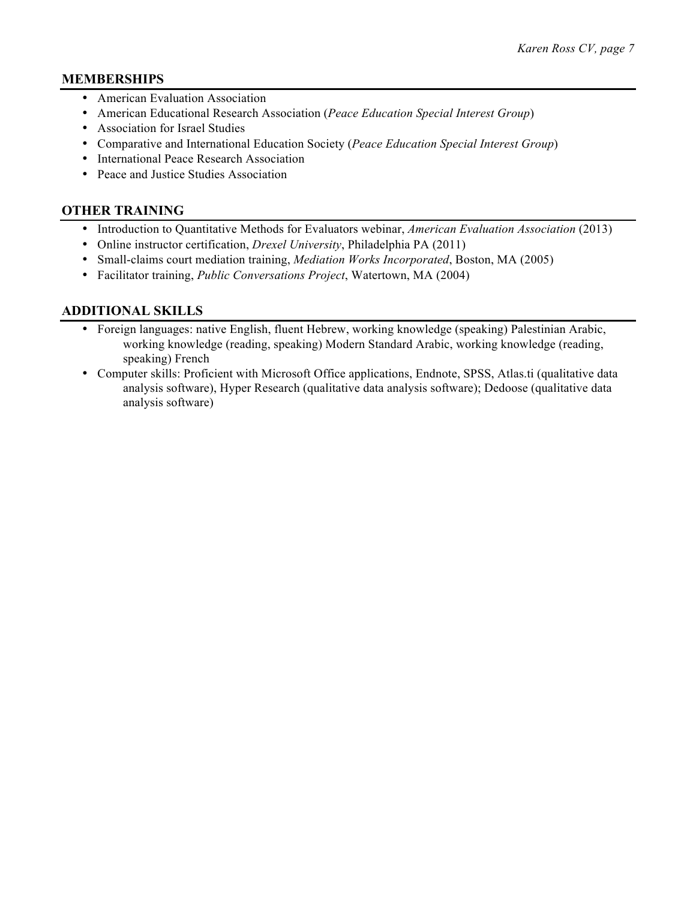## MEMBERSHIPS

- American Evaluation Association
- American Educational Research Association (*Peace Education Special Interest Group*)
- Association for Israel Studies
- Comparative and International Education Society (*Peace Education Special Interest Group*)
- International Peace Research Association
- Peace and Justice Studies Association

## OTHER TRAINING

- Introduction to Quantitative Methods for Evaluators webinar, *American Evaluation Association* (2013)
- Online instructor certification, *Drexel University*, Philadelphia PA (2011)
- Small-claims court mediation training, *Mediation Works Incorporated*, Boston, MA (2005)
- Facilitator training, *Public Conversations Project*, Watertown, MA (2004)

## ADDITIONAL SKILLS

- Foreign languages: native English, fluent Hebrew, working knowledge (speaking) Palestinian Arabic, working knowledge (reading, speaking) Modern Standard Arabic, working knowledge (reading, speaking) French
- Computer skills: Proficient with Microsoft Office applications, Endnote, SPSS, Atlas.ti (qualitative data analysis software), Hyper Research (qualitative data analysis software); Dedoose (qualitative data analysis software)